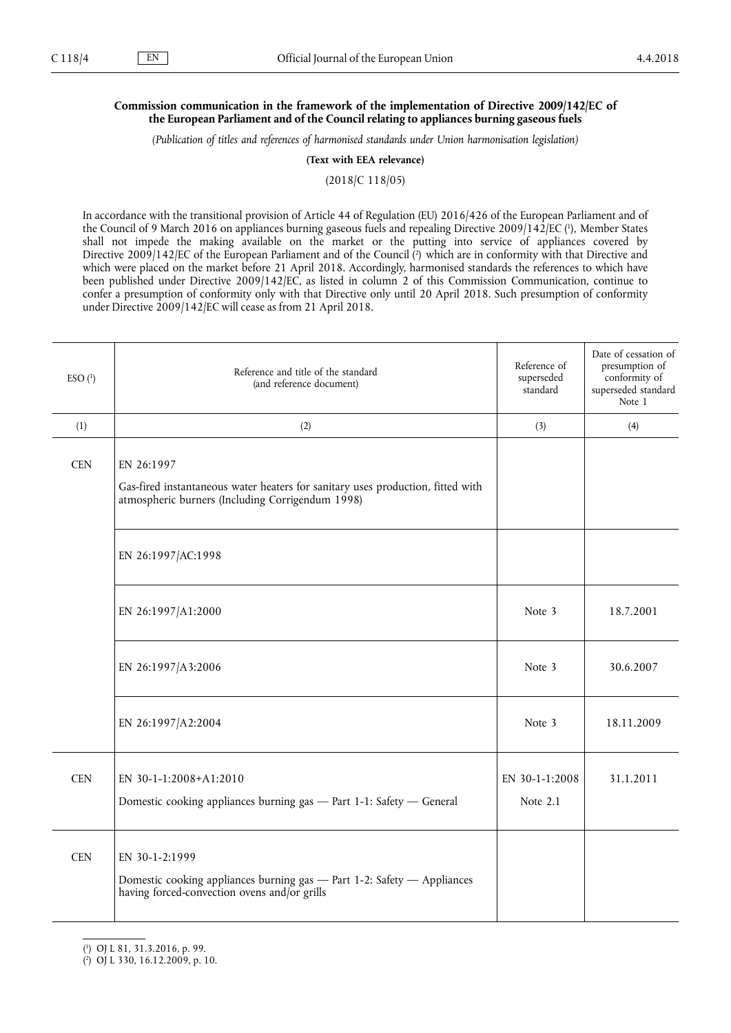**Commission communication in the framework of the implementation of Directive 2009/142/EC of the European Parliament and of the Council relating to appliances burning gaseous fuels**

*(Publication of titles and references of harmonised standards under Union harmonisation legislation)*

**(Text with EEA relevance)**

(2018/C 118/05)

In accordance with the transitional provision of Article 44 of Regulation (EU) 2016/426 of the European Parliament and of the Council of 9 March 2016 on appliances burning gaseous fuels and repealing Directive 2009/142/EC [1], Member States shall not impede the making available on the market or the putting into service of appliances covered by Directive 2009/142/EC of the European Parliament and of the Council [2] which are in conformity with that Directive and which were placed on the market before 21 April 2018. Accordingly, harmonised standards the references to which have been published under Directive 2009/142/EC, as listed in column 2 of this Commission Communication, continue to confer a presumption of conformity only with that Directive only until 20 April 2018. Such presumption of conformity under Directive 2009/142/EC will cease as from 21 April 2018.

| ESO [1] | Reference and title of the standard (and reference document) | Reference of superseded standard | Date of cessation of presumption of conformity of superseded standard Note 1 |
|---|---|---|---|
| (1) | (2) | (3) | (4) |
| CEN | EN 26:1997<br>Gas-fired instantaneous water heaters for sanitary uses production, fitted with atmospheric burners (Including Corrigendum 1998) | | |
| | EN 26:1997/AC:1998 | | |
| | EN 26:1997/A1:2000 | Note 3 | 18.7.2001 |
| | EN 26:1997/A3:2006 | Note 3 | 30.6.2007 |
| | EN 26:1997/A2:2004 | Note 3 | 18.11.2009 |
| CEN | EN 30-1-1:2008+A1:2010<br>Domestic cooking appliances burning gas — Part 1-1: Safety — General | EN 30-1-1:2008<br>Note 2.1 | 31.1.2011 |
| CEN | EN 30-1-2:1999<br>Domestic cooking appliances burning gas — Part 1-2: Safety — Appliances having forced-convection ovens and/or grills | | |

[1] OJ L 81, 31.3.2016, p. 99.

[2] OJ L 330, 16.12.2009, p. 10.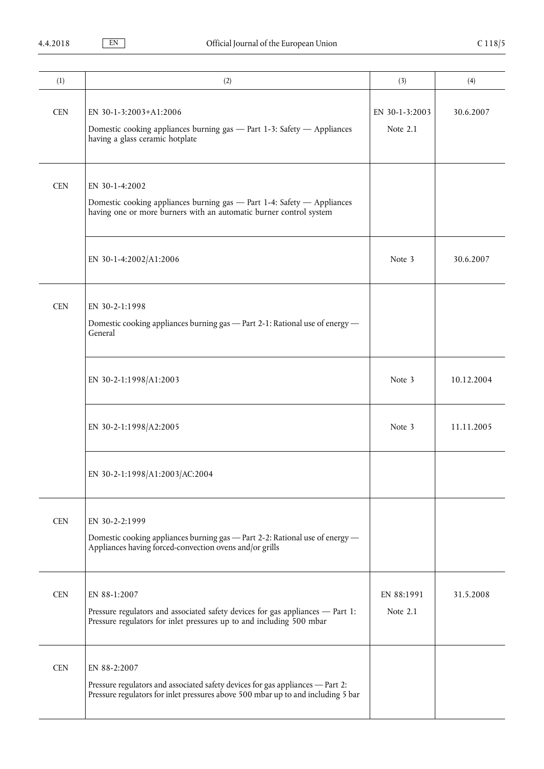| (1) | (2) | (3) | (4) |
|---|---|---|---|
| CEN | EN 30-1-3:2003+A1:2006<br>Domestic cooking appliances burning gas — Part 1-3: Safety — Appliances having a glass ceramic hotplate | EN 30-1-3:2003<br>Note 2.1 | 30.6.2007 |
| CEN | EN 30-1-4:2002<br>Domestic cooking appliances burning gas — Part 1-4: Safety — Appliances having one or more burners with an automatic burner control system | | |
| | EN 30-1-4:2002/A1:2006 | Note 3 | 30.6.2007 |
| CEN | EN 30-2-1:1998<br>Domestic cooking appliances burning gas — Part 2-1: Rational use of energy — General | | |
| | EN 30-2-1:1998/A1:2003 | Note 3 | 10.12.2004 |
| | EN 30-2-1:1998/A2:2005 | Note 3 | 11.11.2005 |
| | EN 30-2-1:1998/A1:2003/AC:2004 | | |
| CEN | EN 30-2-2:1999<br>Domestic cooking appliances burning gas — Part 2-2: Rational use of energy — Appliances having forced-convection ovens and/or grills | | |
| CEN | EN 88-1:2007<br>Pressure regulators and associated safety devices for gas appliances — Part 1: Pressure regulators for inlet pressures up to and including 500 mbar | EN 88:1991<br>Note 2.1 | 31.5.2008 |
| CEN | EN 88-2:2007<br>Pressure regulators and associated safety devices for gas appliances — Part 2: Pressure regulators for inlet pressures above 500 mbar up to and including 5 bar | | |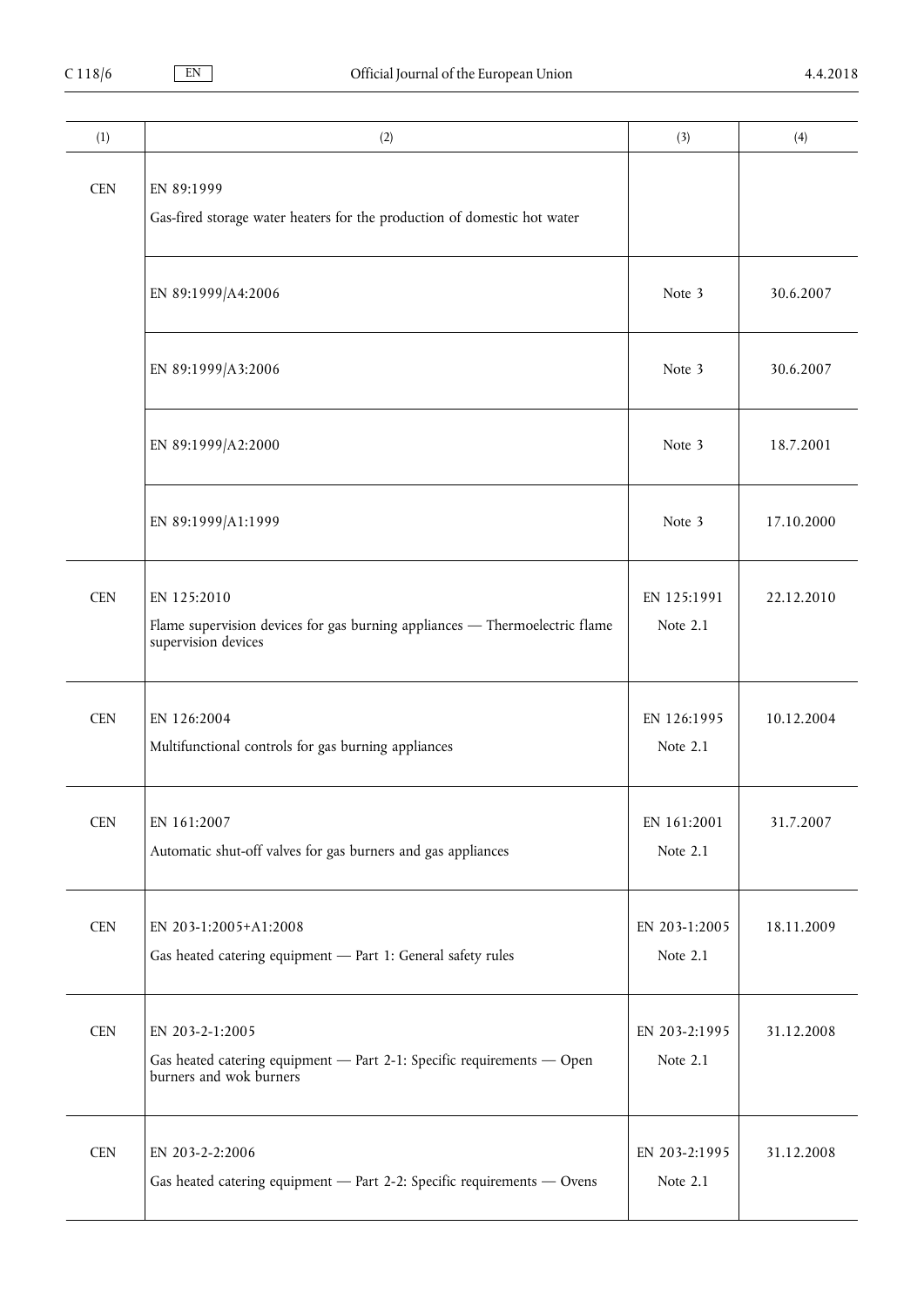| (1) | (2) | (3) | (4) |
|---|---|---|---|
| CEN | EN 89:1999<br>Gas-fired storage water heaters for the production of domestic hot water | | |
| | EN 89:1999/A4:2006 | Note 3 | 30.6.2007 |
| | EN 89:1999/A3:2006 | Note 3 | 30.6.2007 |
| | EN 89:1999/A2:2000 | Note 3 | 18.7.2001 |
| | EN 89:1999/A1:1999 | Note 3 | 17.10.2000 |
| CEN | EN 125:2010<br>Flame supervision devices for gas burning appliances — Thermoelectric flame supervision devices | EN 125:1991<br>Note 2.1 | 22.12.2010 |
| CEN | EN 126:2004<br>Multifunctional controls for gas burning appliances | EN 126:1995<br>Note 2.1 | 10.12.2004 |
| CEN | EN 161:2007<br>Automatic shut-off valves for gas burners and gas appliances | EN 161:2001<br>Note 2.1 | 31.7.2007 |
| CEN | EN 203-1:2005+A1:2008<br>Gas heated catering equipment — Part 1: General safety rules | EN 203-1:2005<br>Note 2.1 | 18.11.2009 |
| CEN | EN 203-2-1:2005<br>Gas heated catering equipment — Part 2-1: Specific requirements — Open burners and wok burners | EN 203-2:1995<br>Note 2.1 | 31.12.2008 |
| CEN | EN 203-2-2:2006<br>Gas heated catering equipment — Part 2-2: Specific requirements — Ovens | EN 203-2:1995<br>Note 2.1 | 31.12.2008 |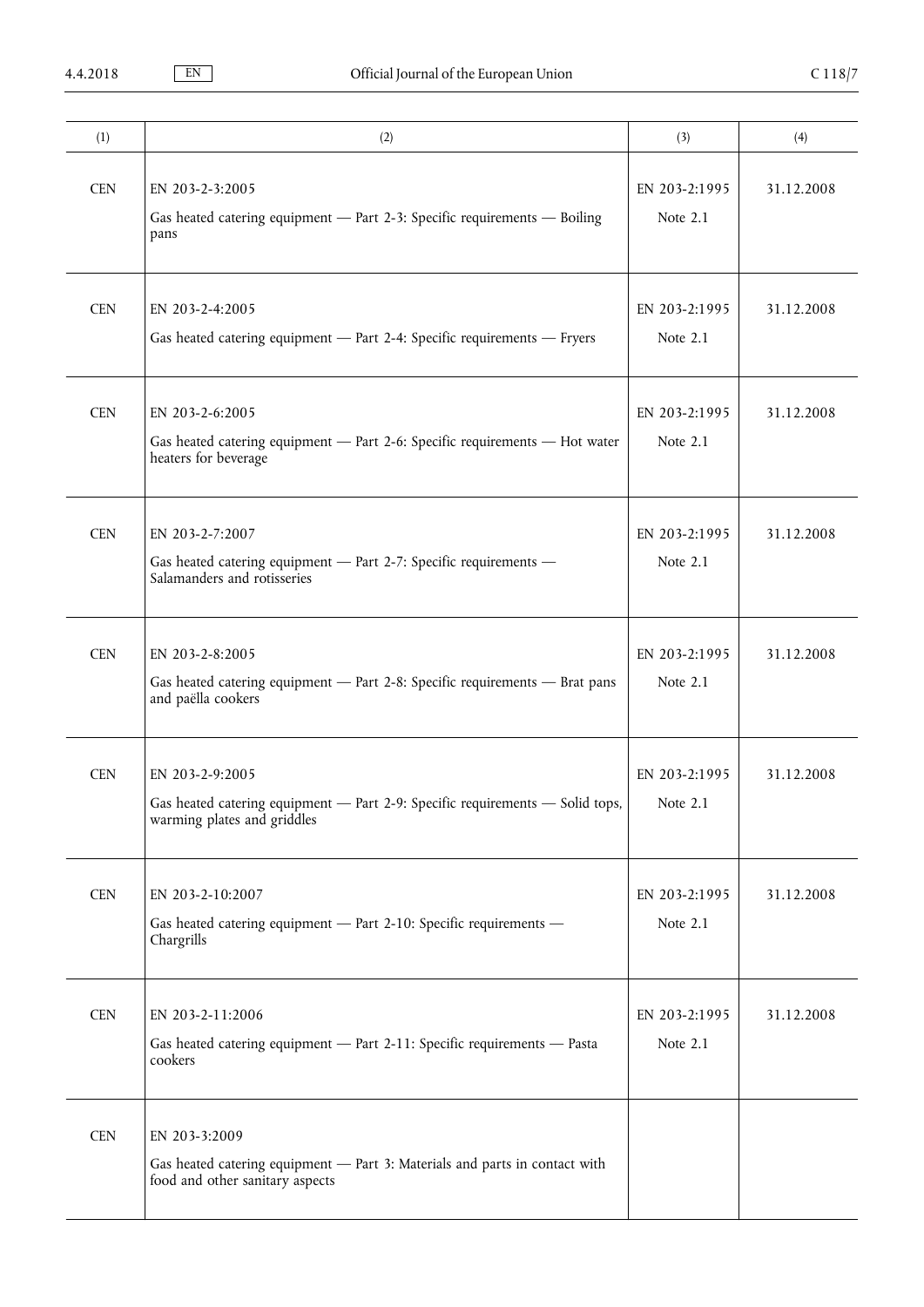| (1) | (2) | (3) | (4) |
|---|---|---|---|
| CEN | EN 203-2-3:2005<br>Gas heated catering equipment — Part 2-3: Specific requirements — Boiling pans | EN 203-2:1995<br>Note 2.1 | 31.12.2008 |
| CEN | EN 203-2-4:2005<br>Gas heated catering equipment — Part 2-4: Specific requirements — Fryers | EN 203-2:1995<br>Note 2.1 | 31.12.2008 |
| CEN | EN 203-2-6:2005<br>Gas heated catering equipment — Part 2-6: Specific requirements — Hot water heaters for beverage | EN 203-2:1995<br>Note 2.1 | 31.12.2008 |
| CEN | EN 203-2-7:2007<br>Gas heated catering equipment — Part 2-7: Specific requirements — Salamanders and rotisseries | EN 203-2:1995<br>Note 2.1 | 31.12.2008 |
| CEN | EN 203-2-8:2005<br>Gas heated catering equipment — Part 2-8: Specific requirements — Brat pans and paëlla cookers | EN 203-2:1995<br>Note 2.1 | 31.12.2008 |
| CEN | EN 203-2-9:2005<br>Gas heated catering equipment — Part 2-9: Specific requirements — Solid tops, warming plates and griddles | EN 203-2:1995<br>Note 2.1 | 31.12.2008 |
| CEN | EN 203-2-10:2007<br>Gas heated catering equipment — Part 2-10: Specific requirements — Chargrills | EN 203-2:1995<br>Note 2.1 | 31.12.2008 |
| CEN | EN 203-2-11:2006<br>Gas heated catering equipment — Part 2-11: Specific requirements — Pasta cookers | EN 203-2:1995<br>Note 2.1 | 31.12.2008 |
| CEN | EN 203-3:2009<br>Gas heated catering equipment — Part 3: Materials and parts in contact with food and other sanitary aspects | | |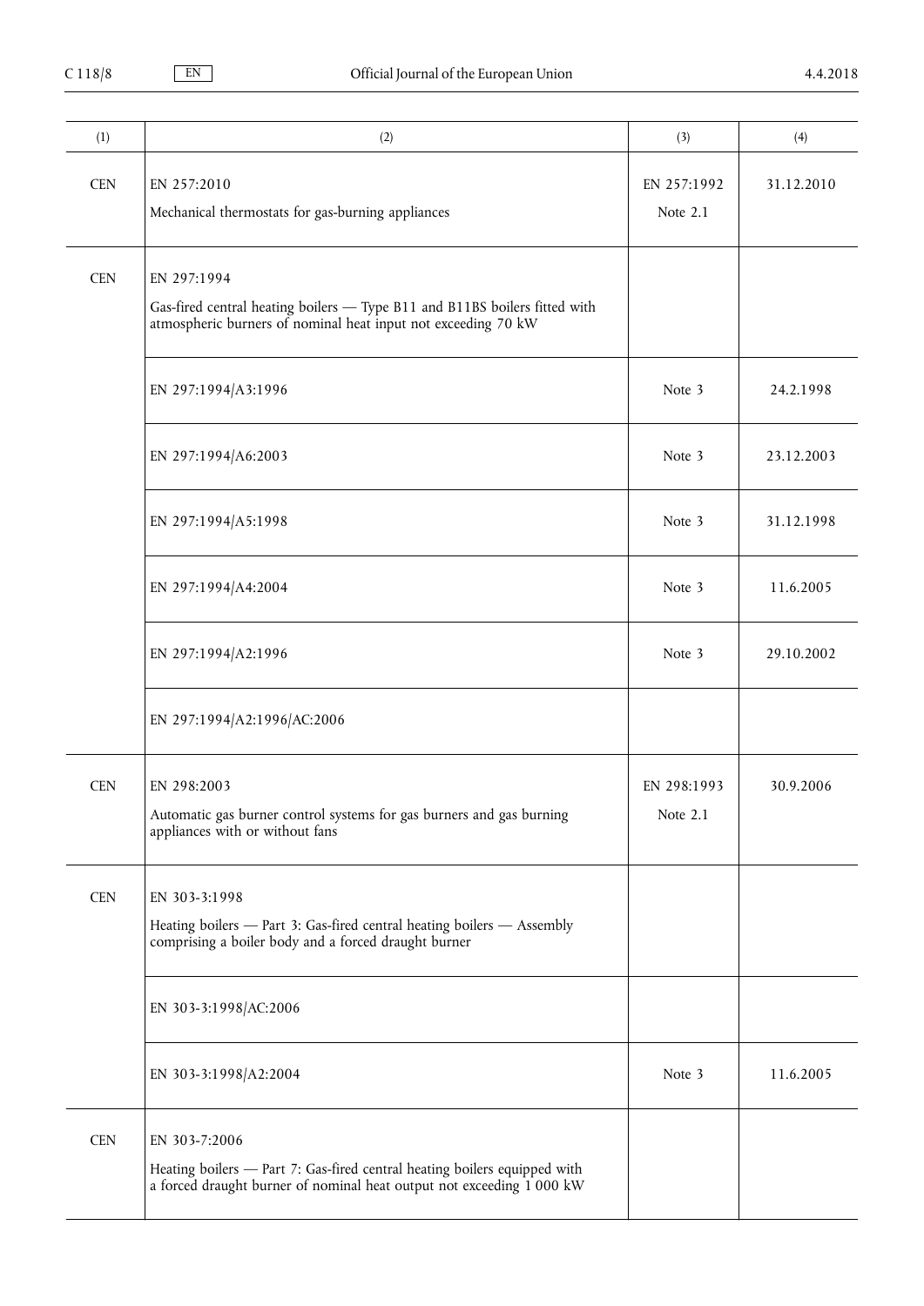| (1) | (2) | (3) | (4) |
| --- | --- | --- | --- |
| CEN | EN 257:2010<br>Mechanical thermostats for gas-burning appliances | EN 257:1992<br>Note 2.1 | 31.12.2010 |
| CEN | EN 297:1994<br>Gas-fired central heating boilers — Type B11 and B11BS boilers fitted with atmospheric burners of nominal heat input not exceeding 70 kW | | |
| | EN 297:1994/A3:1996 | Note 3 | 24.2.1998 |
| | EN 297:1994/A6:2003 | Note 3 | 23.12.2003 |
| | EN 297:1994/A5:1998 | Note 3 | 31.12.1998 |
| | EN 297:1994/A4:2004 | Note 3 | 11.6.2005 |
| | EN 297:1994/A2:1996 | Note 3 | 29.10.2002 |
| | EN 297:1994/A2:1996/AC:2006 | | |
| CEN | EN 298:2003<br>Automatic gas burner control systems for gas burners and gas burning appliances with or without fans | EN 298:1993<br>Note 2.1 | 30.9.2006 |
| CEN | EN 303-3:1998<br>Heating boilers — Part 3: Gas-fired central heating boilers — Assembly comprising a boiler body and a forced draught burner | | |
| | EN 303-3:1998/AC:2006 | | |
| | EN 303-3:1998/A2:2004 | Note 3 | 11.6.2005 |
| CEN | EN 303-7:2006<br>Heating boilers — Part 7: Gas-fired central heating boilers equipped with a forced draught burner of nominal heat output not exceeding 1 000 kW | | |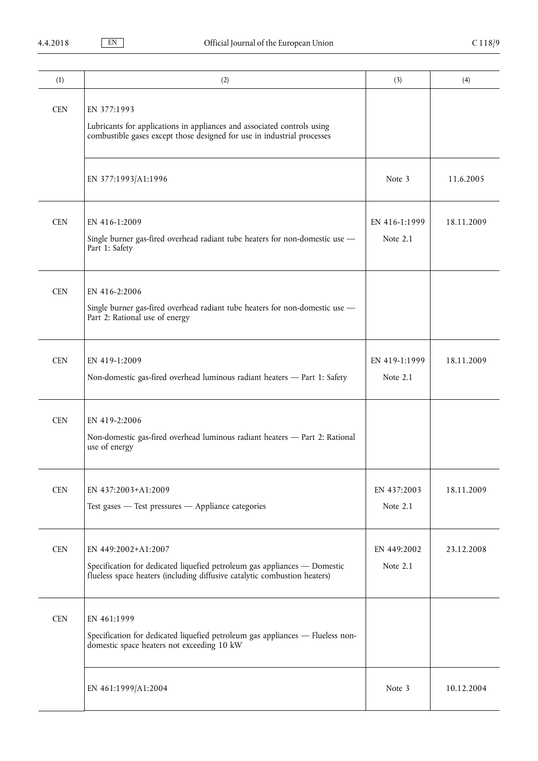| (1) | (2) | (3) | (4) |
|---|---|---|---|
| CEN | EN 377:1993<br>Lubricants for applications in appliances and associated controls using combustible gases except those designed for use in industrial processes | | |
| | EN 377:1993/A1:1996 | Note 3 | 11.6.2005 |
| CEN | EN 416-1:2009<br>Single burner gas-fired overhead radiant tube heaters for non-domestic use — Part 1: Safety | EN 416-1:1999<br>Note 2.1 | 18.11.2009 |
| CEN | EN 416-2:2006<br>Single burner gas-fired overhead radiant tube heaters for non-domestic use — Part 2: Rational use of energy | | |
| CEN | EN 419-1:2009<br>Non-domestic gas-fired overhead luminous radiant heaters — Part 1: Safety | EN 419-1:1999<br>Note 2.1 | 18.11.2009 |
| CEN | EN 419-2:2006<br>Non-domestic gas-fired overhead luminous radiant heaters — Part 2: Rational use of energy | | |
| CEN | EN 437:2003+A1:2009<br>Test gases — Test pressures — Appliance categories | EN 437:2003<br>Note 2.1 | 18.11.2009 |
| CEN | EN 449:2002+A1:2007<br>Specification for dedicated liquefied petroleum gas appliances — Domestic flueless space heaters (including diffusive catalytic combustion heaters) | EN 449:2002<br>Note 2.1 | 23.12.2008 |
| CEN | EN 461:1999<br>Specification for dedicated liquefied petroleum gas appliances — Flueless non-domestic space heaters not exceeding 10 kW | | |
| | EN 461:1999/A1:2004 | Note 3 | 10.12.2004 |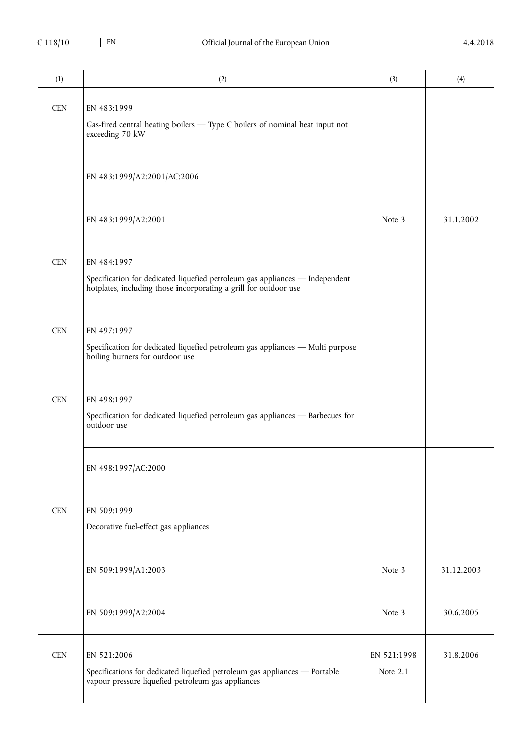| (1) | (2) | (3) | (4) |
|---|---|---|---|
| CEN | EN 483:1999<br>Gas-fired central heating boilers — Type C boilers of nominal heat input not exceeding 70 kW | | |
| | EN 483:1999/A2:2001/AC:2006 | | |
| | EN 483:1999/A2:2001 | Note 3 | 31.1.2002 |
| CEN | EN 484:1997<br>Specification for dedicated liquefied petroleum gas appliances — Independent hotplates, including those incorporating a grill for outdoor use | | |
| CEN | EN 497:1997<br>Specification for dedicated liquefied petroleum gas appliances — Multi purpose boiling burners for outdoor use | | |
| CEN | EN 498:1997<br>Specification for dedicated liquefied petroleum gas appliances — Barbecues for outdoor use | | |
| | EN 498:1997/AC:2000 | | |
| CEN | EN 509:1999<br>Decorative fuel-effect gas appliances | | |
| | EN 509:1999/A1:2003 | Note 3 | 31.12.2003 |
| | EN 509:1999/A2:2004 | Note 3 | 30.6.2005 |
| CEN | EN 521:2006<br>Specifications for dedicated liquefied petroleum gas appliances — Portable vapour pressure liquefied petroleum gas appliances | EN 521:1998<br>Note 2.1 | 31.8.2006 |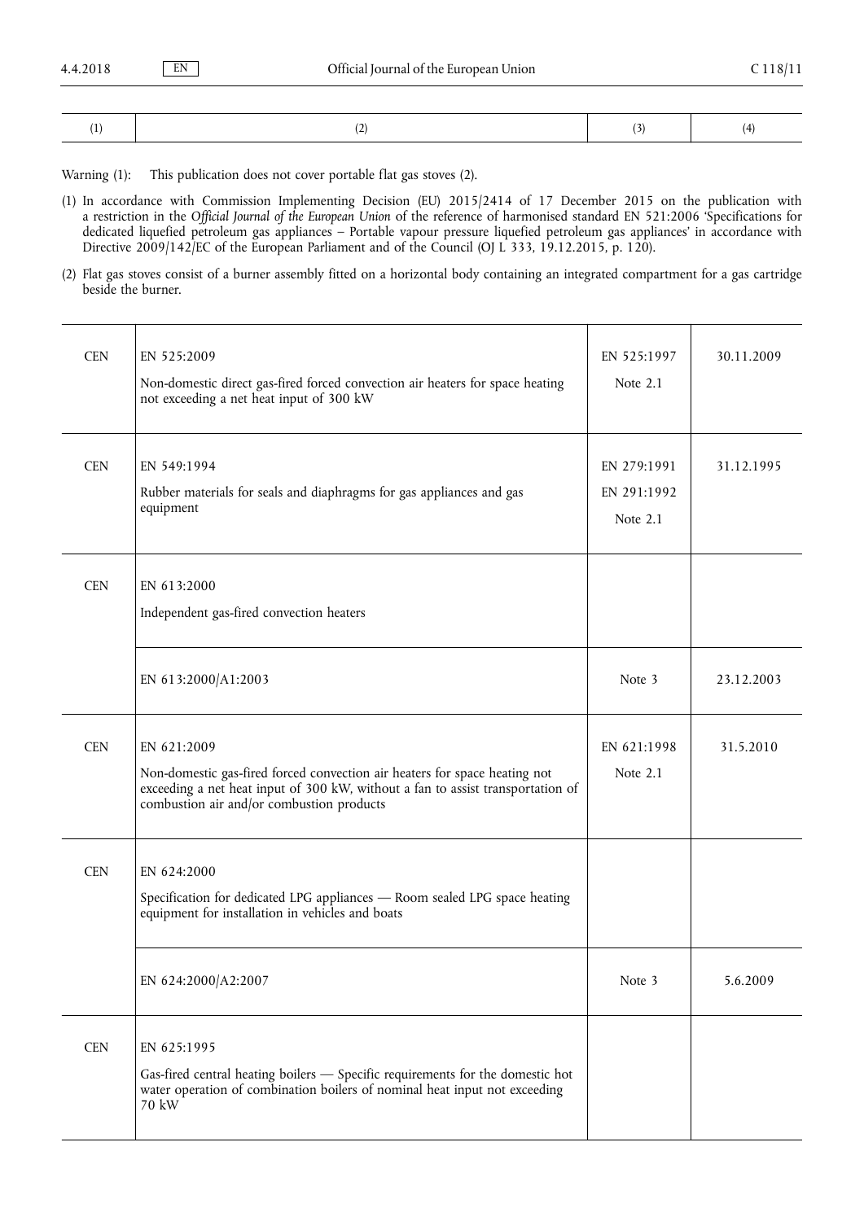| (1) | (2) | (3) | (4) |
|---|---|---|---|

Warning (1): This publication does not cover portable flat gas stoves (2).

(1) In accordance with Commission Implementing Decision (EU) 2015/2414 of 17 December 2015 on the publication with a restriction in the *Official Journal of the European Union* of the reference of harmonised standard EN 521:2006 'Specifications for dedicated liquefied petroleum gas appliances – Portable vapour pressure liquefied petroleum gas appliances' in accordance with Directive 2009/142/EC of the European Parliament and of the Council (OJ L 333, 19.12.2015, p. 120).

(2) Flat gas stoves consist of a burner assembly fitted on a horizontal body containing an integrated compartment for a gas cartridge beside the burner.

| (1) | (2) | (3) | (4) |
|---|---|---|---|
| CEN | EN 525:2009<br>Non-domestic direct gas-fired forced convection air heaters for space heating not exceeding a net heat input of 300 kW | EN 525:1997<br>Note 2.1 | 30.11.2009 |
| CEN | EN 549:1994<br>Rubber materials for seals and diaphragms for gas appliances and gas equipment | EN 279:1991<br>EN 291:1992<br>Note 2.1 | 31.12.1995 |
| CEN | EN 613:2000<br>Independent gas-fired convection heaters | | |
| | EN 613:2000/A1:2003 | Note 3 | 23.12.2003 |
| CEN | EN 621:2009<br>Non-domestic gas-fired forced convection air heaters for space heating not exceeding a net heat input of 300 kW, without a fan to assist transportation of combustion air and/or combustion products | EN 621:1998<br>Note 2.1 | 31.5.2010 |
| CEN | EN 624:2000<br>Specification for dedicated LPG appliances — Room sealed LPG space heating equipment for installation in vehicles and boats | | |
| | EN 624:2000/A2:2007 | Note 3 | 5.6.2009 |
| CEN | EN 625:1995<br>Gas-fired central heating boilers — Specific requirements for the domestic hot water operation of combination boilers of nominal heat input not exceeding 70 kW | | |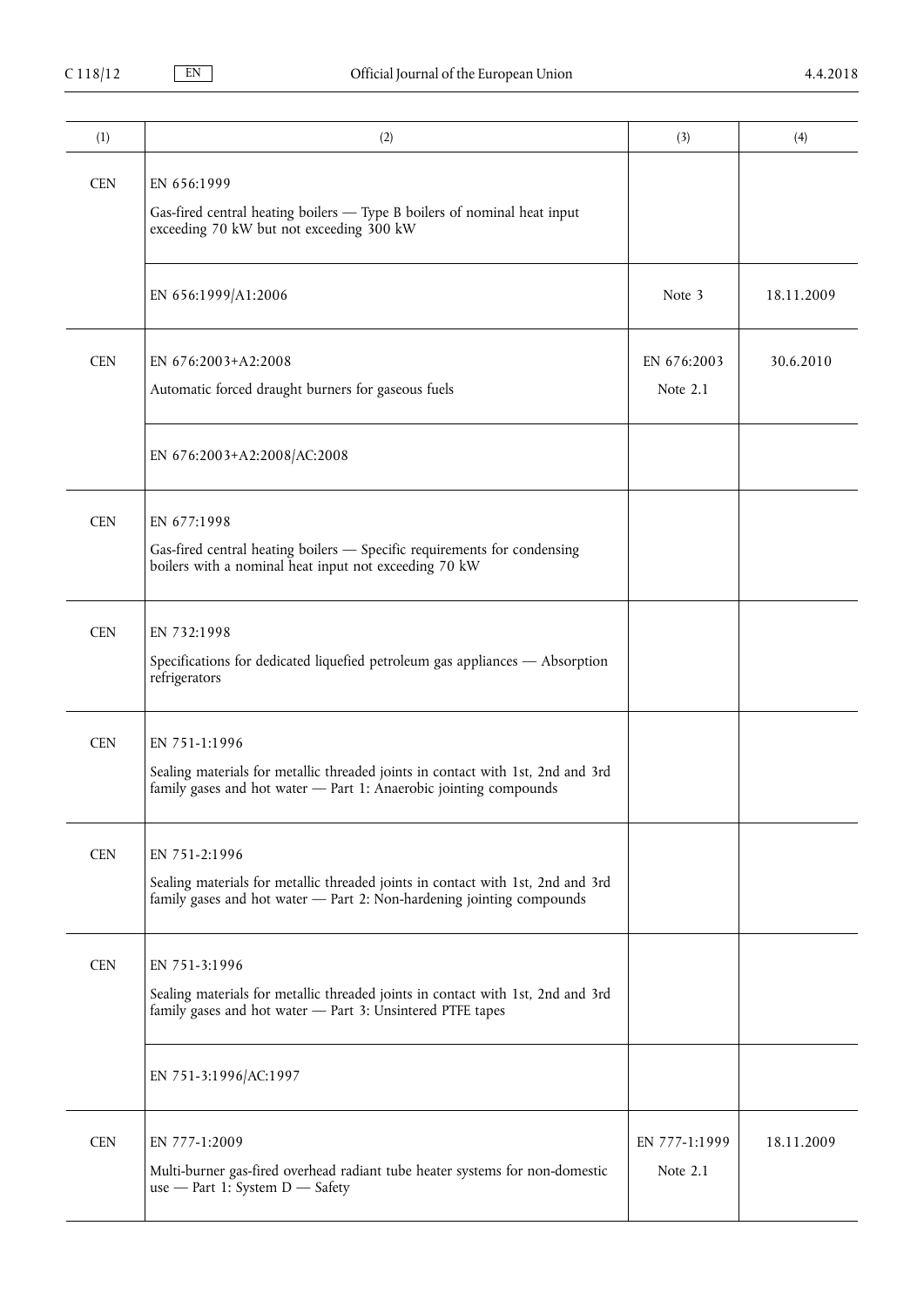| (1) | (2) | (3) | (4) |
|---|---|---|---|
| CEN | EN 656:1999<br>Gas-fired central heating boilers — Type B boilers of nominal heat input exceeding 70 kW but not exceeding 300 kW | | |
| | EN 656:1999/A1:2006 | Note 3 | 18.11.2009 |
| CEN | EN 676:2003+A2:2008<br>Automatic forced draught burners for gaseous fuels | EN 676:2003<br>Note 2.1 | 30.6.2010 |
| | EN 676:2003+A2:2008/AC:2008 | | |
| CEN | EN 677:1998<br>Gas-fired central heating boilers — Specific requirements for condensing boilers with a nominal heat input not exceeding 70 kW | | |
| CEN | EN 732:1998<br>Specifications for dedicated liquefied petroleum gas appliances — Absorption refrigerators | | |
| CEN | EN 751-1:1996<br>Sealing materials for metallic threaded joints in contact with 1st, 2nd and 3rd family gases and hot water — Part 1: Anaerobic jointing compounds | | |
| CEN | EN 751-2:1996<br>Sealing materials for metallic threaded joints in contact with 1st, 2nd and 3rd family gases and hot water — Part 2: Non-hardening jointing compounds | | |
| CEN | EN 751-3:1996<br>Sealing materials for metallic threaded joints in contact with 1st, 2nd and 3rd family gases and hot water — Part 3: Unsintered PTFE tapes | | |
| | EN 751-3:1996/AC:1997 | | |
| CEN | EN 777-1:2009<br>Multi-burner gas-fired overhead radiant tube heater systems for non-domestic use — Part 1: System D — Safety | EN 777-1:1999<br>Note 2.1 | 18.11.2009 |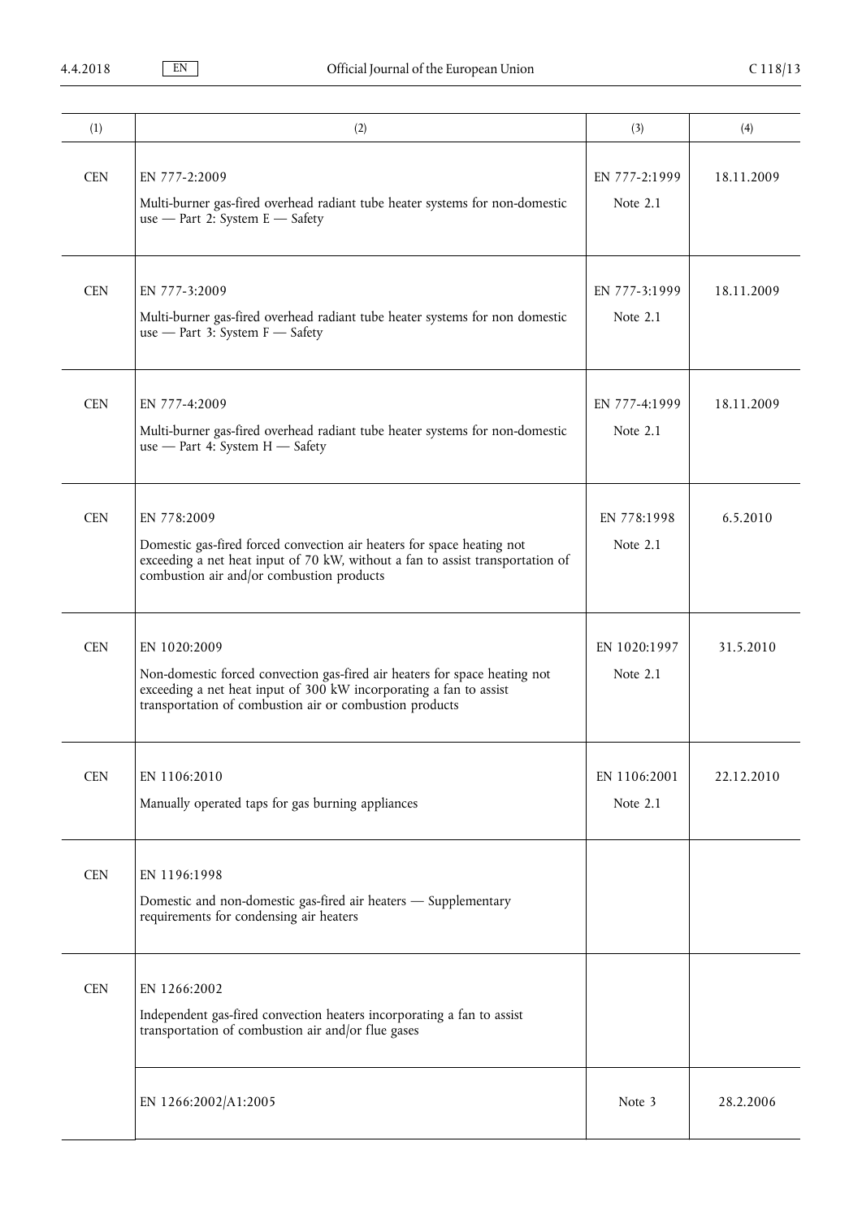| (1) | (2) | (3) | (4) |
|---|---|---|---|
| CEN | EN 777-2:2009<br>Multi-burner gas-fired overhead radiant tube heater systems for non-domestic use — Part 2: System E — Safety | EN 777-2:1999<br>Note 2.1 | 18.11.2009 |
| CEN | EN 777-3:2009<br>Multi-burner gas-fired overhead radiant tube heater systems for non domestic use — Part 3: System F — Safety | EN 777-3:1999<br>Note 2.1 | 18.11.2009 |
| CEN | EN 777-4:2009<br>Multi-burner gas-fired overhead radiant tube heater systems for non-domestic use — Part 4: System H — Safety | EN 777-4:1999<br>Note 2.1 | 18.11.2009 |
| CEN | EN 778:2009<br>Domestic gas-fired forced convection air heaters for space heating not exceeding a net heat input of 70 kW, without a fan to assist transportation of combustion air and/or combustion products | EN 778:1998<br>Note 2.1 | 6.5.2010 |
| CEN | EN 1020:2009<br>Non-domestic forced convection gas-fired air heaters for space heating not exceeding a net heat input of 300 kW incorporating a fan to assist transportation of combustion air or combustion products | EN 1020:1997<br>Note 2.1 | 31.5.2010 |
| CEN | EN 1106:2010<br>Manually operated taps for gas burning appliances | EN 1106:2001<br>Note 2.1 | 22.12.2010 |
| CEN | EN 1196:1998<br>Domestic and non-domestic gas-fired air heaters — Supplementary requirements for condensing air heaters | | |
| CEN | EN 1266:2002<br>Independent gas-fired convection heaters incorporating a fan to assist transportation of combustion air and/or flue gases | | |
| | EN 1266:2002/A1:2005 | Note 3 | 28.2.2006 |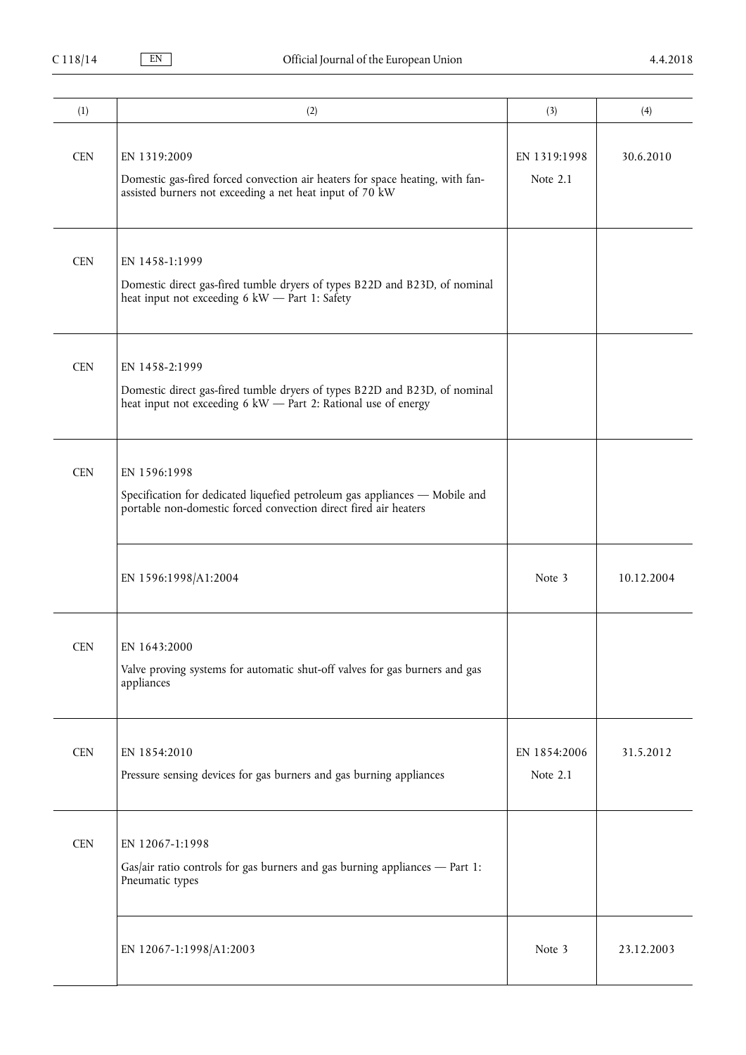| (1) | (2) | (3) | (4) |
|---|---|---|---|
| CEN | EN 1319:2009<br>Domestic gas-fired forced convection air heaters for space heating, with fan-assisted burners not exceeding a net heat input of 70 kW | EN 1319:1998<br>Note 2.1 | 30.6.2010 |
| CEN | EN 1458-1:1999<br>Domestic direct gas-fired tumble dryers of types B22D and B23D, of nominal heat input not exceeding 6 kW — Part 1: Safety | | |
| CEN | EN 1458-2:1999<br>Domestic direct gas-fired tumble dryers of types B22D and B23D, of nominal heat input not exceeding 6 kW — Part 2: Rational use of energy | | |
| CEN | EN 1596:1998<br>Specification for dedicated liquefied petroleum gas appliances — Mobile and portable non-domestic forced convection direct fired air heaters | | |
| | EN 1596:1998/A1:2004 | Note 3 | 10.12.2004 |
| CEN | EN 1643:2000<br>Valve proving systems for automatic shut-off valves for gas burners and gas appliances | | |
| CEN | EN 1854:2010<br>Pressure sensing devices for gas burners and gas burning appliances | EN 1854:2006<br>Note 2.1 | 31.5.2012 |
| CEN | EN 12067-1:1998<br>Gas/air ratio controls for gas burners and gas burning appliances — Part 1: Pneumatic types | | |
| | EN 12067-1:1998/A1:2003 | Note 3 | 23.12.2003 |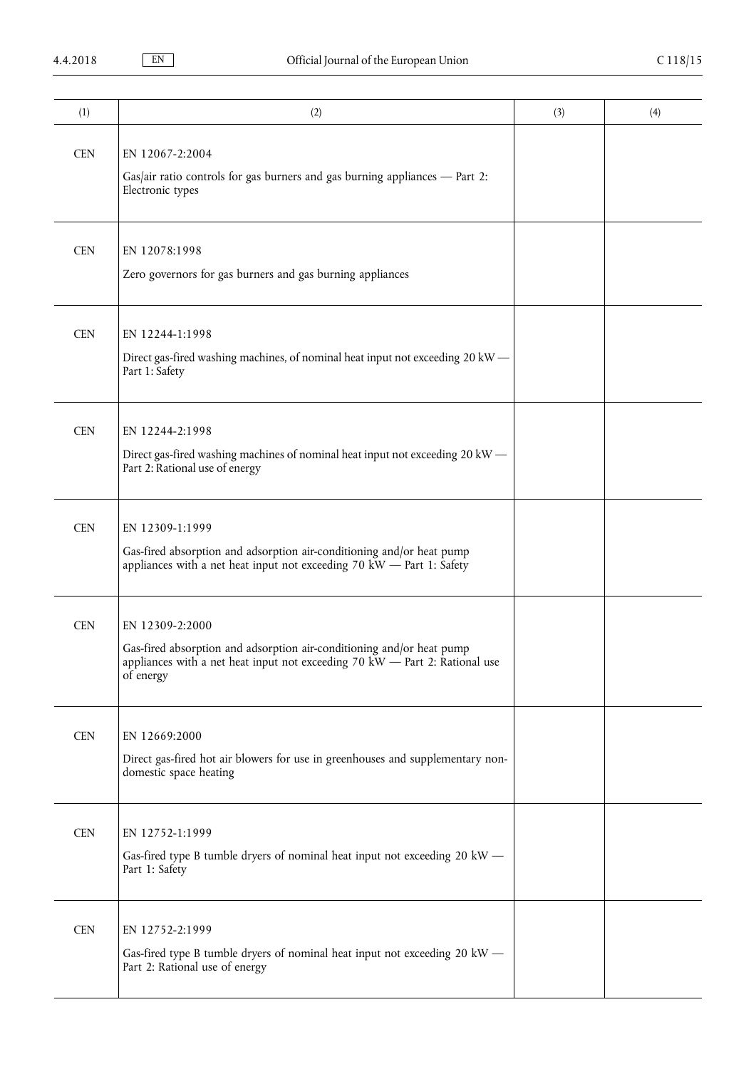| (1) | (2) | (3) | (4) |
|---|---|---|---|
| CEN | EN 12067-2:2004<br>Gas/air ratio controls for gas burners and gas burning appliances — Part 2: Electronic types | | |
| CEN | EN 12078:1998<br>Zero governors for gas burners and gas burning appliances | | |
| CEN | EN 12244-1:1998<br>Direct gas-fired washing machines, of nominal heat input not exceeding 20 kW — Part 1: Safety | | |
| CEN | EN 12244-2:1998<br>Direct gas-fired washing machines of nominal heat input not exceeding 20 kW — Part 2: Rational use of energy | | |
| CEN | EN 12309-1:1999<br>Gas-fired absorption and adsorption air-conditioning and/or heat pump appliances with a net heat input not exceeding 70 kW — Part 1: Safety | | |
| CEN | EN 12309-2:2000<br>Gas-fired absorption and adsorption air-conditioning and/or heat pump appliances with a net heat input not exceeding 70 kW — Part 2: Rational use of energy | | |
| CEN | EN 12669:2000<br>Direct gas-fired hot air blowers for use in greenhouses and supplementary non-domestic space heating | | |
| CEN | EN 12752-1:1999<br>Gas-fired type B tumble dryers of nominal heat input not exceeding 20 kW — Part 1: Safety | | |
| CEN | EN 12752-2:1999<br>Gas-fired type B tumble dryers of nominal heat input not exceeding 20 kW — Part 2: Rational use of energy | | |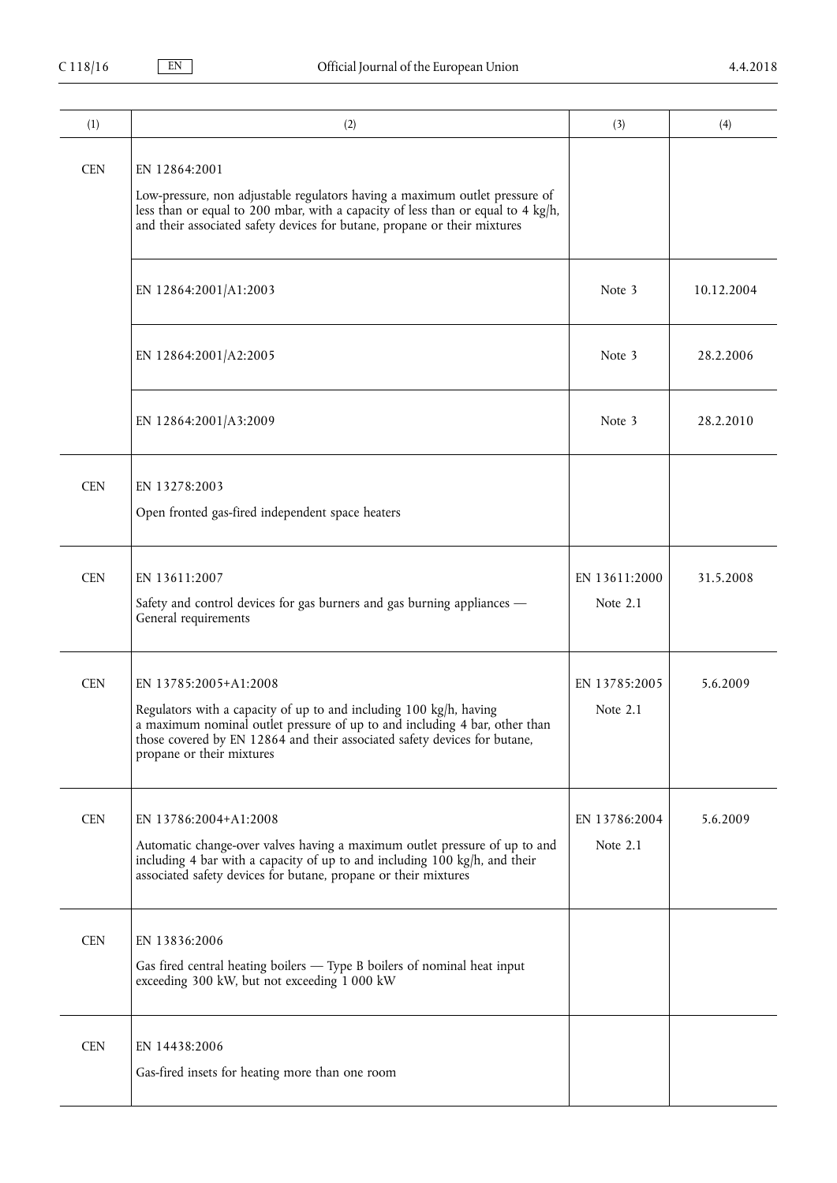| (1) | (2) | (3) | (4) |
|---|---|---|---|
| CEN | EN 12864:2001<br>Low-pressure, non adjustable regulators having a maximum outlet pressure of less than or equal to 200 mbar, with a capacity of less than or equal to 4 kg/h, and their associated safety devices for butane, propane or their mixtures | | |
| | EN 12864:2001/A1:2003 | Note 3 | 10.12.2004 |
| | EN 12864:2001/A2:2005 | Note 3 | 28.2.2006 |
| | EN 12864:2001/A3:2009 | Note 3 | 28.2.2010 |
| CEN | EN 13278:2003<br>Open fronted gas-fired independent space heaters | | |
| CEN | EN 13611:2007<br>Safety and control devices for gas burners and gas burning appliances — General requirements | EN 13611:2000<br>Note 2.1 | 31.5.2008 |
| CEN | EN 13785:2005+A1:2008<br>Regulators with a capacity of up to and including 100 kg/h, having a maximum nominal outlet pressure of up to and including 4 bar, other than those covered by EN 12864 and their associated safety devices for butane, propane or their mixtures | EN 13785:2005<br>Note 2.1 | 5.6.2009 |
| CEN | EN 13786:2004+A1:2008<br>Automatic change-over valves having a maximum outlet pressure of up to and including 4 bar with a capacity of up to and including 100 kg/h, and their associated safety devices for butane, propane or their mixtures | EN 13786:2004<br>Note 2.1 | 5.6.2009 |
| CEN | EN 13836:2006<br>Gas fired central heating boilers — Type B boilers of nominal heat input exceeding 300 kW, but not exceeding 1 000 kW | | |
| CEN | EN 14438:2006<br>Gas-fired insets for heating more than one room | | |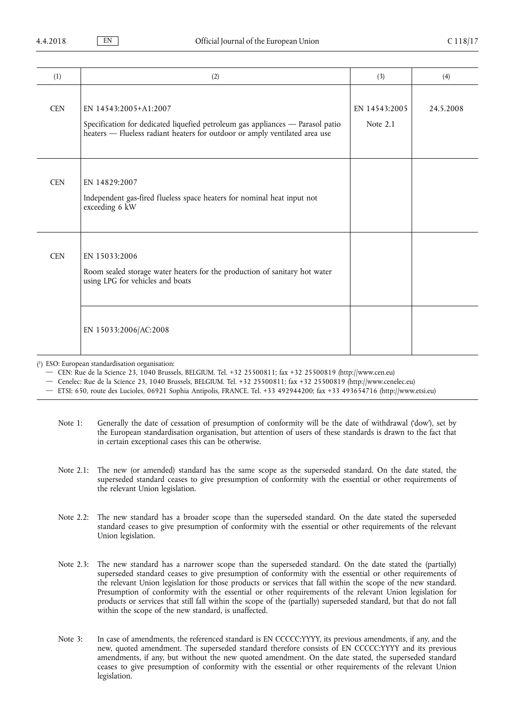| (1) | (2) | (3) | (4) |
|---|---|---|---|
| CEN | EN 14543:2005+A1:2007<br><br>Specification for dedicated liquefied petroleum gas appliances — Parasol patio heaters — Flueless radiant heaters for outdoor or amply ventilated area use | EN 14543:2005<br><br>Note 2.1 | 24.5.2008 |
| CEN | EN 14829:2007<br><br>Independent gas-fired flueless space heaters for nominal heat input not exceeding 6 kW | | |
| CEN | EN 15033:2006<br><br>Room sealed storage water heaters for the production of sanitary hot water using LPG for vehicles and boats | | |
| | EN 15033:2006/AC:2008 | | |

[1] ESO: European standardisation organisation:
- CEN: Rue de la Science 23, 1040 Brussels, BELGIUM. Tel. +32 25500811; fax +32 25500819 (http://www.cen.eu)
- Cenelec: Rue de la Science 23, 1040 Brussels, BELGIUM. Tel. +32 25500811; fax +32 25500819 (http://www.cenelec.eu)
- ETSI: 650, route des Lucioles, 06921 Sophia Antipolis, FRANCE. Tel. +33 492944200; fax +33 493654716 (http://www.etsi.eu)

Note 1: Generally the date of cessation of presumption of conformity will be the date of withdrawal ('dow'), set by the European standardisation organisation, but attention of users of these standards is drawn to the fact that in certain exceptional cases this can be otherwise.

Note 2.1: The new (or amended) standard has the same scope as the superseded standard. On the date stated, the superseded standard ceases to give presumption of conformity with the essential or other requirements of the relevant Union legislation.

Note 2.2: The new standard has a broader scope than the superseded standard. On the date stated the superseded standard ceases to give presumption of conformity with the essential or other requirements of the relevant Union legislation.

Note 2.3: The new standard has a narrower scope than the superseded standard. On the date stated the (partially) superseded standard ceases to give presumption of conformity with the essential or other requirements of the relevant Union legislation for those products or services that fall within the scope of the new standard. Presumption of conformity with the essential or other requirements of the relevant Union legislation for products or services that still fall within the scope of the (partially) superseded standard, but that do not fall within the scope of the new standard, is unaffected.

Note 3: In case of amendments, the referenced standard is EN CCCCC:YYYY, its previous amendments, if any, and the new, quoted amendment. The superseded standard therefore consists of EN CCCCC:YYYY and its previous amendments, if any, but without the new quoted amendment. On the date stated, the superseded standard ceases to give presumption of conformity with the essential or other requirements of the relevant Union legislation.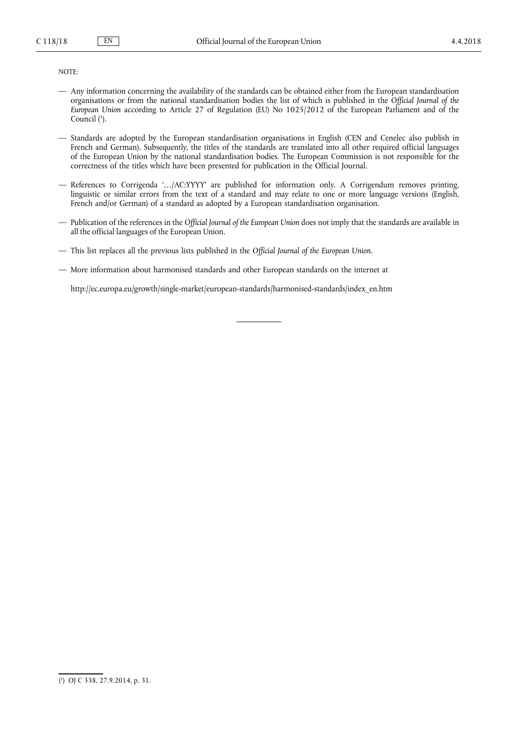NOTE:

- Any information concerning the availability of the standards can be obtained either from the European standardisation organisations or from the national standardisation bodies the list of which is published in the *Official Journal of the European Union* according to Article 27 of Regulation (EU) No 1025/2012 of the European Parliament and of the Council ([1]).
- Standards are adopted by the European standardisation organisations in English (CEN and Cenelec also publish in French and German). Subsequently, the titles of the standards are translated into all other required official languages of the European Union by the national standardisation bodies. The European Commission is not responsible for the correctness of the titles which have been presented for publication in the Official Journal.
- References to Corrigenda '…/AC:YYYY' are published for information only. A Corrigendum removes printing, linguistic or similar errors from the text of a standard and may relate to one or more language versions (English, French and/or German) of a standard as adopted by a European standardisation organisation.
- Publication of the references in the *Official Journal of the European Union* does not imply that the standards are available in all the official languages of the European Union.
- This list replaces all the previous lists published in the *Official Journal of the European Union*.
- More information about harmonised standards and other European standards on the internet at

  http://ec.europa.eu/growth/single-market/european-standards/harmonised-standards/index_en.htm

---

([1]) OJ C 338, 27.9.2014, p. 31.